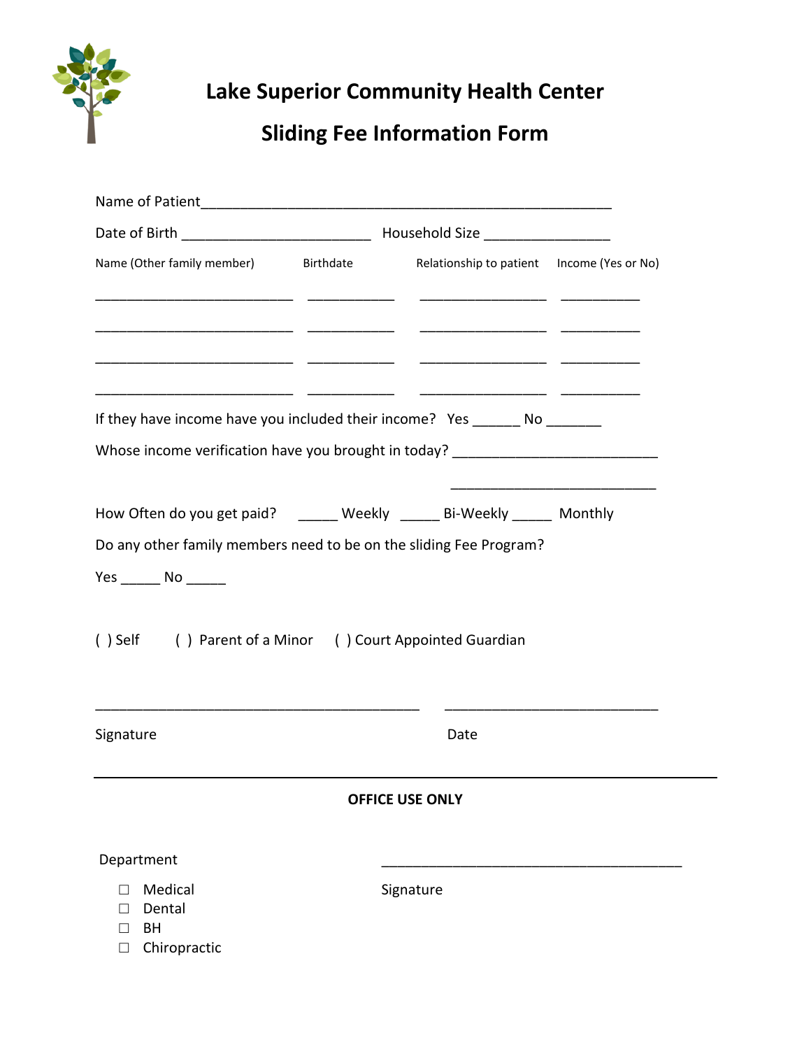# Lake Superior Community Health Center

## Sliding Fee Information Form

Name of Patient_______________________________________________________

Date of Birth ________________________ Household Size ________________

| Name (Other family member) | Birthdate | Relationship to patient | Income (Yes or No) |
|---|---|---|---|
| __________________________ | ___________ | ________________ | __________ |
| __________________________ | ___________ | ________________ | __________ |
| __________________________ | ___________ | ________________ | __________ |
| __________________________ | ___________ | ________________ | __________ |

If they have income have you included their income? Yes ______ No _______

Whose income verification have you brought in today? __________________________

__________________________

How Often do you get paid? _____ Weekly _____ Bi-Weekly _____ Monthly

Do any other family members need to be on the sliding Fee Program?

Yes _____ No _____

( ) Self ( ) Parent of a Minor ( ) Court Appointed Guardian

__________________________________________ ____________________________

Signature Date

---

**OFFICE USE ONLY**

Department

- ☐ Medical
- ☐ Dental
- ☐ BH
- ☐ Chiropractic

_______________________________________

Signature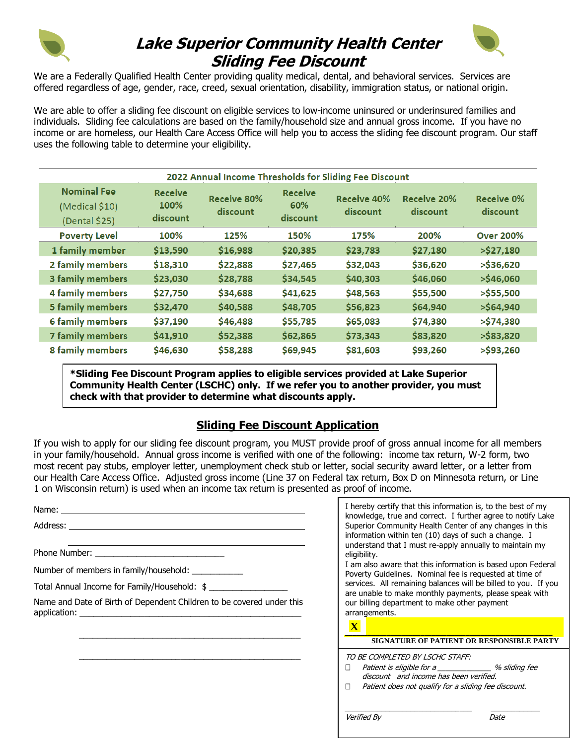# Lake Superior Community Health Center
## Sliding Fee Discount

We are a Federally Qualified Health Center providing quality medical, dental, and behavioral services. Services are offered regardless of age, gender, race, creed, sexual orientation, disability, immigration status, or national origin.

We are able to offer a sliding fee discount on eligible services to low-income uninsured or underinsured families and individuals. Sliding fee calculations are based on the family/household size and annual gross income. If you have no income or are homeless, our Health Care Access Office will help you to access the sliding fee discount program. Our staff uses the following table to determine your eligibility.

**2022 Annual Income Thresholds for Sliding Fee Discount**

| Nominal Fee (Medical $10) (Dental $25) | Receive 100% discount | Receive 80% discount | Receive 60% discount | Receive 40% discount | Receive 20% discount | Receive 0% discount |
|---|---|---|---|---|---|---|
| **Poverty Level** | **100%** | **125%** | **150%** | **175%** | **200%** | **Over 200%** |
| 1 family member | $13,590 | $16,988 | $20,385 | $23,783 | $27,180 | >$27,180 |
| 2 family members | $18,310 | $22,888 | $27,465 | $32,043 | $36,620 | >$36,620 |
| 3 family members | $23,030 | $28,788 | $34,545 | $40,303 | $46,060 | >$46,060 |
| 4 family members | $27,750 | $34,688 | $41,625 | $48,563 | $55,500 | >$55,500 |
| 5 family members | $32,470 | $40,588 | $48,705 | $56,823 | $64,940 | >$64,940 |
| 6 family members | $37,190 | $46,488 | $55,785 | $65,083 | $74,380 | >$74,380 |
| 7 family members | $41,910 | $52,388 | $62,865 | $73,343 | $83,820 | >$83,820 |
| 8 family members | $46,630 | $58,288 | $69,945 | $81,603 | $93,260 | >$93,260 |

**\*Sliding Fee Discount Program applies to eligible services provided at Lake Superior Community Health Center (LSCHC) only. If we refer you to another provider, you must check with that provider to determine what discounts apply.**

## Sliding Fee Discount Application

If you wish to apply for our sliding fee discount program, you MUST provide proof of gross annual income for all members in your family/household. Annual gross income is verified with one of the following: income tax return, W-2 form, two most recent pay stubs, employer letter, unemployment check stub or letter, social security award letter, or a letter from our Health Care Access Office. Adjusted gross income (Line 37 on Federal tax return, Box D on Minnesota return, or Line 1 on Wisconsin return) is used when an income tax return is presented as proof of income.

Name: ______________________________

Address: ______________________________

______________________________

Phone Number: ______________________________

Number of members in family/household: ___________

Total Annual Income for Family/Household: $ _________________

Name and Date of Birth of Dependent Children to be covered under this application: ______________________________

______________________________

______________________________

I hereby certify that this information is, to the best of my knowledge, true and correct. I further agree to notify Lake Superior Community Health Center of any changes in this information within ten (10) days of such a change. I understand that I must re-apply annually to maintain my eligibility.

I am also aware that this information is based upon Federal Poverty Guidelines. Nominal fee is requested at time of services. All remaining balances will be billed to you. If you are unable to make monthly payments, please speak with our billing department to make other payment arrangements.

**X** ______________________________

**SIGNATURE OF PATIENT OR RESPONSIBLE PARTY**

*TO BE COMPLETED BY LSCHC STAFF:*

☐ *Patient is eligible for a _____________ % sliding fee discount and income has been verified.*

☐ *Patient does not qualify for a sliding fee discount.*

______________________________ ____________

*Verified By* *Date*